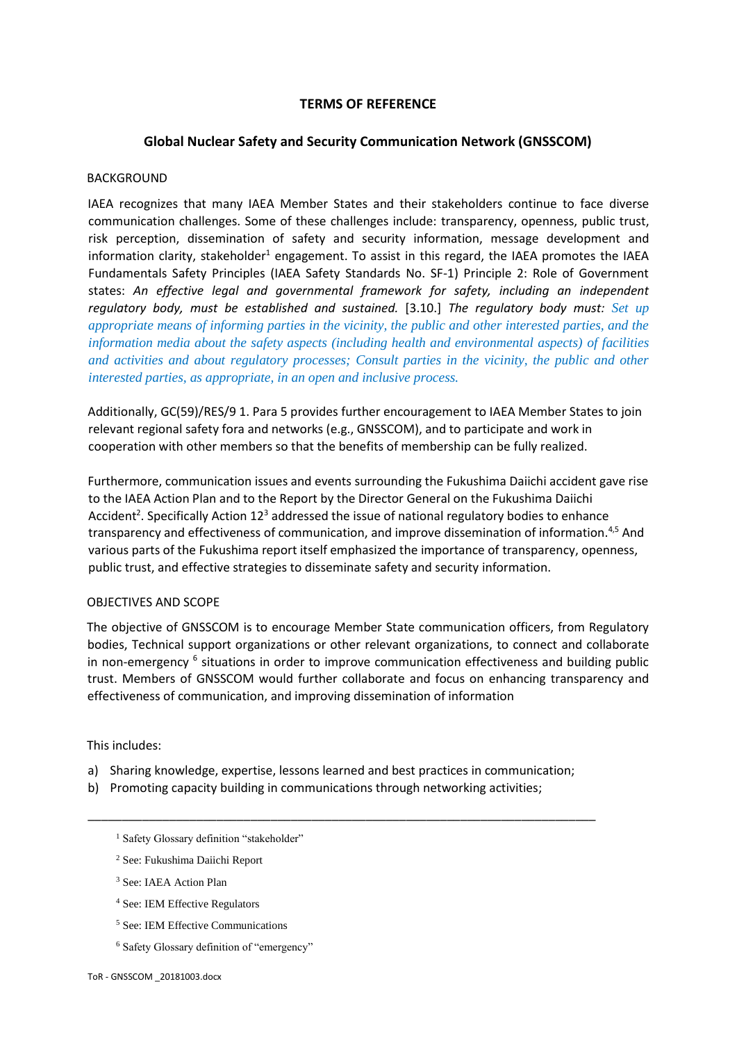# TERMS OF REFERENCE

## Global Nuclear Safety and Security Communication Network (GNSSCOM)

### BACKGROUND

IAEA recognizes that many IAEA Member States and their stakeholders continue to face diverse communication challenges. Some of these challenges include: transparency, openness, public trust, risk perception, dissemination of safety and security information, message development and information clarity, stakeholder[1] engagement. To assist in this regard, the IAEA promotes the IAEA Fundamentals Safety Principles (IAEA Safety Standards No. SF-1) Principle 2: Role of Government states: *An effective legal and governmental framework for safety, including an independent regulatory body, must be established and sustained.* [3.10.] *The regulatory body must: Set up appropriate means of informing parties in the vicinity, the public and other interested parties, and the information media about the safety aspects (including health and environmental aspects) of facilities and activities and about regulatory processes; Consult parties in the vicinity, the public and other interested parties, as appropriate, in an open and inclusive process.*

Additionally, GC(59)/RES/9 1. Para 5 provides further encouragement to IAEA Member States to join relevant regional safety fora and networks (e.g., GNSSCOM), and to participate and work in cooperation with other members so that the benefits of membership can be fully realized.

Furthermore, communication issues and events surrounding the Fukushima Daiichi accident gave rise to the IAEA Action Plan and to the Report by the Director General on the Fukushima Daiichi Accident[2]. Specifically Action 12[3] addressed the issue of national regulatory bodies to enhance transparency and effectiveness of communication, and improve dissemination of information.[4,5] And various parts of the Fukushima report itself emphasized the importance of transparency, openness, public trust, and effective strategies to disseminate safety and security information.

### OBJECTIVES AND SCOPE

The objective of GNSSCOM is to encourage Member State communication officers, from Regulatory bodies, Technical support organizations or other relevant organizations, to connect and collaborate in non-emergency [6] situations in order to improve communication effectiveness and building public trust. Members of GNSSCOM would further collaborate and focus on enhancing transparency and effectiveness of communication, and improving dissemination of information

This includes:

a) Sharing knowledge, expertise, lessons learned and best practices in communication;
b) Promoting capacity building in communications through networking activities;

---

[1] Safety Glossary definition "stakeholder"

[2] See: Fukushima Daiichi Report

[3] See: IAEA Action Plan

[4] See: IEM Effective Regulators

[5] See: IEM Effective Communications

[6] Safety Glossary definition of "emergency"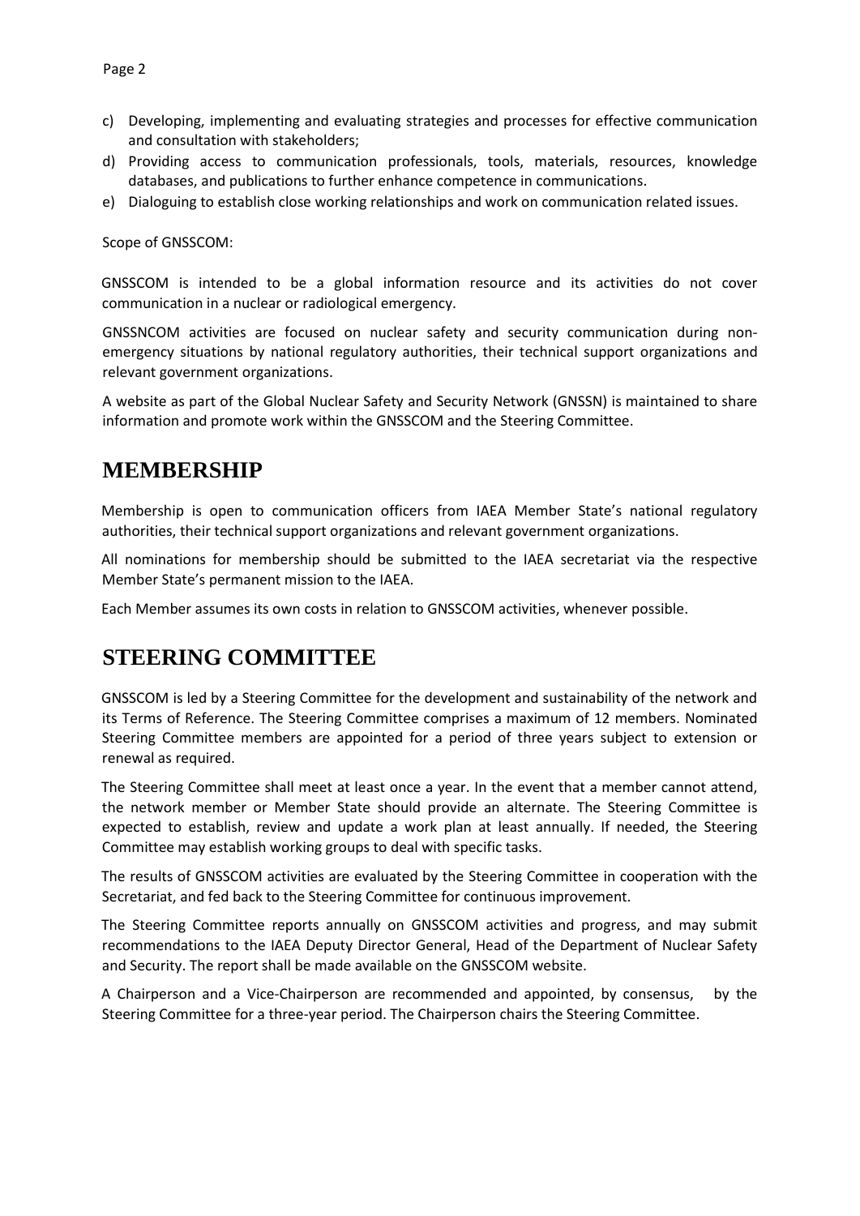c) Developing, implementing and evaluating strategies and processes for effective communication and consultation with stakeholders;
d) Providing access to communication professionals, tools, materials, resources, knowledge databases, and publications to further enhance competence in communications.
e) Dialoguing to establish close working relationships and work on communication related issues.

Scope of GNSSCOM:

GNSSCOM is intended to be a global information resource and its activities do not cover communication in a nuclear or radiological emergency.

GNSSNCOM activities are focused on nuclear safety and security communication during non-emergency situations by national regulatory authorities, their technical support organizations and relevant government organizations.

A website as part of the Global Nuclear Safety and Security Network (GNSSN) is maintained to share information and promote work within the GNSSCOM and the Steering Committee.

# MEMBERSHIP

Membership is open to communication officers from IAEA Member State's national regulatory authorities, their technical support organizations and relevant government organizations.

All nominations for membership should be submitted to the IAEA secretariat via the respective Member State's permanent mission to the IAEA.

Each Member assumes its own costs in relation to GNSSCOM activities, whenever possible.

# STEERING COMMITTEE

GNSSCOM is led by a Steering Committee for the development and sustainability of the network and its Terms of Reference. The Steering Committee comprises a maximum of 12 members. Nominated Steering Committee members are appointed for a period of three years subject to extension or renewal as required.

The Steering Committee shall meet at least once a year. In the event that a member cannot attend, the network member or Member State should provide an alternate. The Steering Committee is expected to establish, review and update a work plan at least annually. If needed, the Steering Committee may establish working groups to deal with specific tasks.

The results of GNSSCOM activities are evaluated by the Steering Committee in cooperation with the Secretariat, and fed back to the Steering Committee for continuous improvement.

The Steering Committee reports annually on GNSSCOM activities and progress, and may submit recommendations to the IAEA Deputy Director General, Head of the Department of Nuclear Safety and Security. The report shall be made available on the GNSSCOM website.

A Chairperson and a Vice-Chairperson are recommended and appointed, by consensus, by the Steering Committee for a three-year period. The Chairperson chairs the Steering Committee.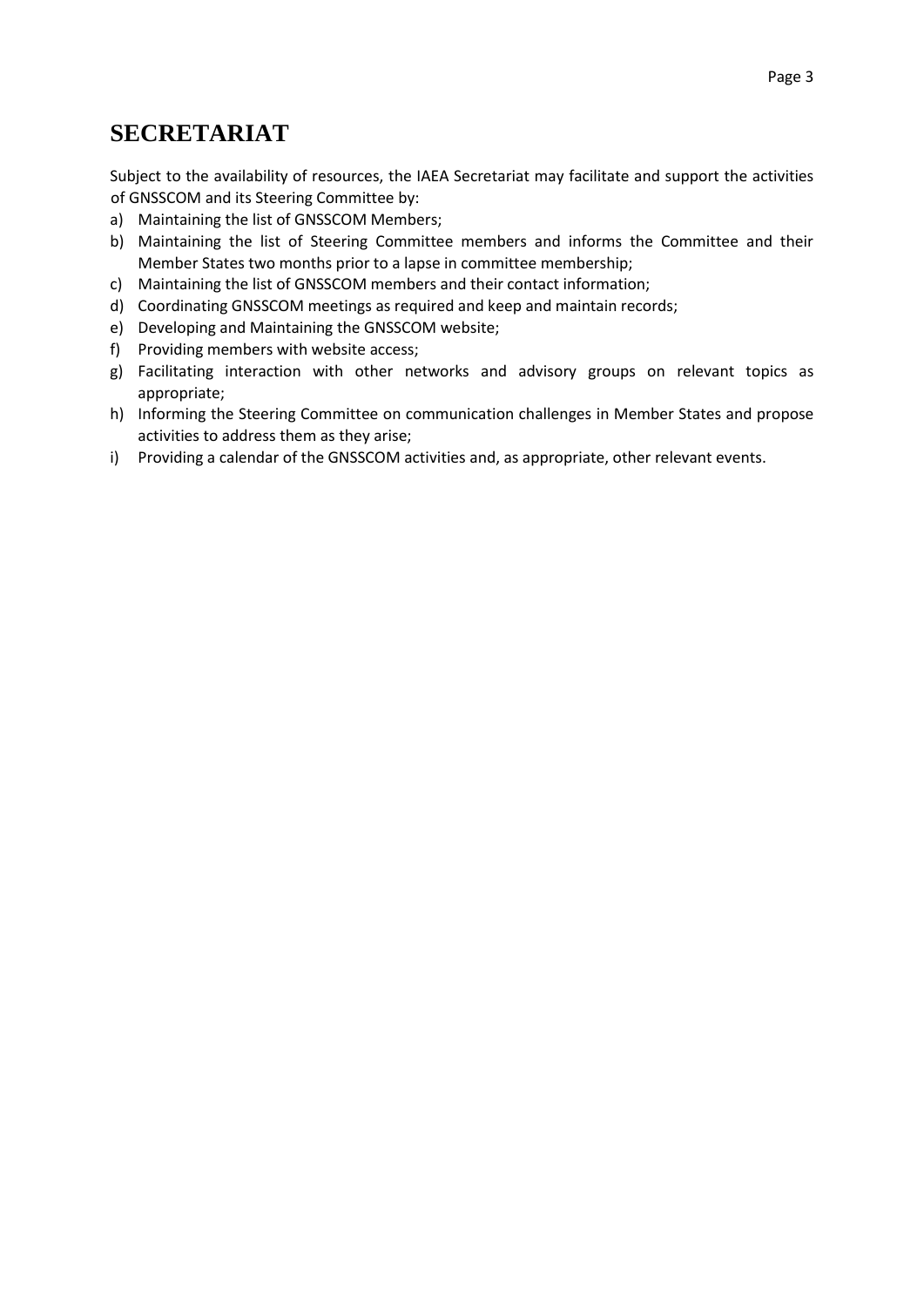# SECRETARIAT

Subject to the availability of resources, the IAEA Secretariat may facilitate and support the activities of GNSSCOM and its Steering Committee by:

a) Maintaining the list of GNSSCOM Members;
b) Maintaining the list of Steering Committee members and informs the Committee and their Member States two months prior to a lapse in committee membership;
c) Maintaining the list of GNSSCOM members and their contact information;
d) Coordinating GNSSCOM meetings as required and keep and maintain records;
e) Developing and Maintaining the GNSSCOM website;
f) Providing members with website access;
g) Facilitating interaction with other networks and advisory groups on relevant topics as appropriate;
h) Informing the Steering Committee on communication challenges in Member States and propose activities to address them as they arise;
i) Providing a calendar of the GNSSCOM activities and, as appropriate, other relevant events.